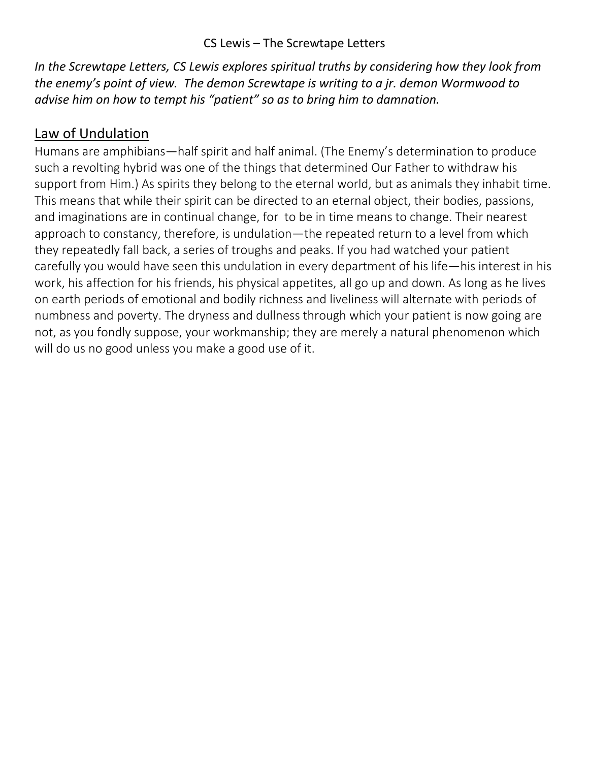# CS Lewis – The Screwtape Letters

*In the Screwtape Letters, CS Lewis explores spiritual truths by considering how they look from the enemy's point of view. The demon Screwtape is writing to a jr. demon Wormwood to advise him on how to tempt his "patient" so as to bring him to damnation.*

## Law of Undulation

Humans are amphibians—half spirit and half animal. (The Enemy's determination to produce such a revolting hybrid was one of the things that determined Our Father to withdraw his support from Him.) As spirits they belong to the eternal world, but as animals they inhabit time. This means that while their spirit can be directed to an eternal object, their bodies, passions, and imaginations are in continual change, for to be in time means to change. Their nearest approach to constancy, therefore, is undulation—the repeated return to a level from which they repeatedly fall back, a series of troughs and peaks. If you had watched your patient carefully you would have seen this undulation in every department of his life—his interest in his work, his affection for his friends, his physical appetites, all go up and down. As long as he lives on earth periods of emotional and bodily richness and liveliness will alternate with periods of numbness and poverty. The dryness and dullness through which your patient is now going are not, as you fondly suppose, your workmanship; they are merely a natural phenomenon which will do us no good unless you make a good use of it.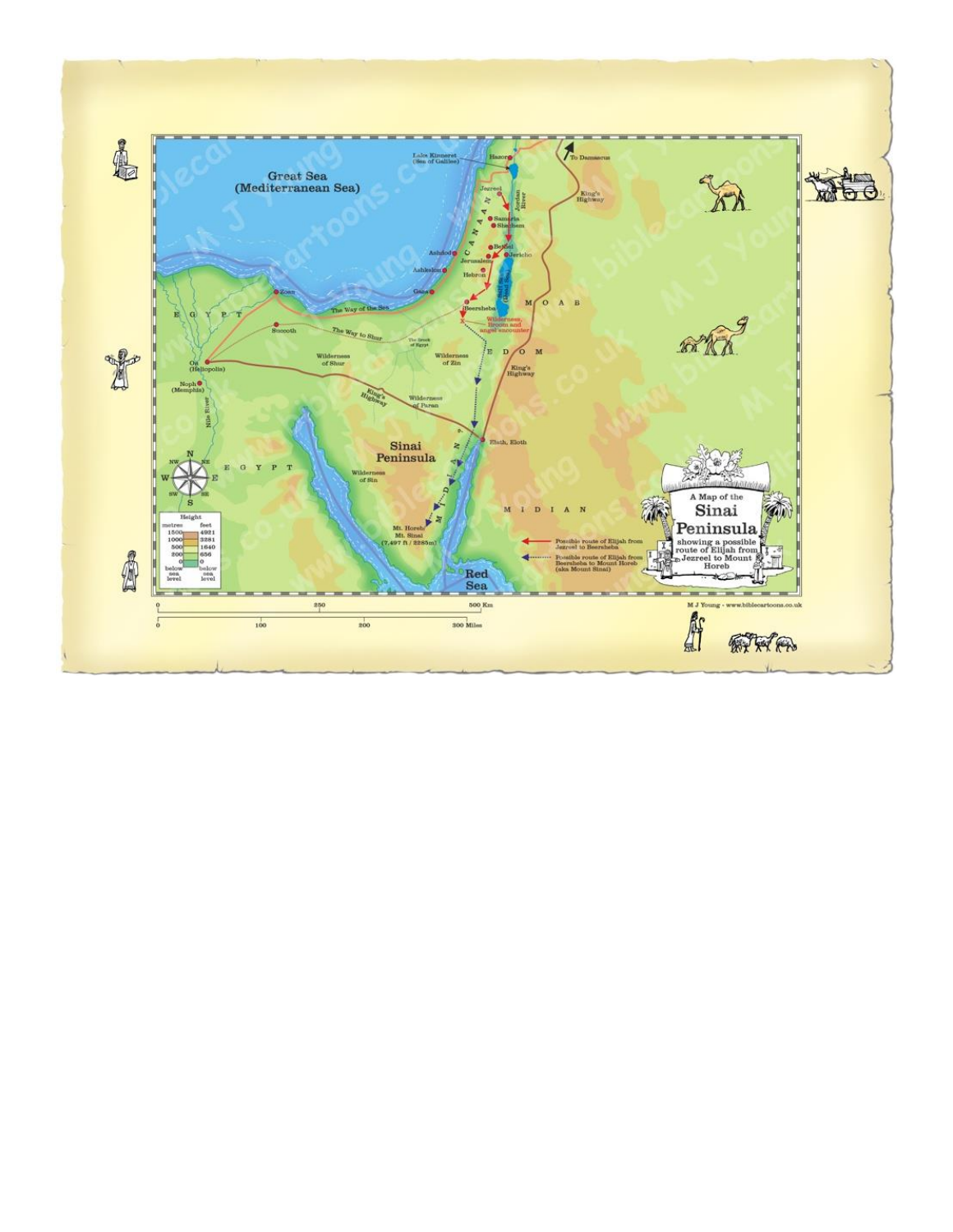A Map of the

# Sinai Peninsula

showing a possible route of Elijah from Jezreel to Mount Horeb

Great Sea (Mediterranean Sea)

Lake Kinneret (Sea of Galilee)

Hazor

To Damascus

Jezreel

Jordan River

King's Highway

Samaria

Shechem

CANAAN

Bethel

Jericho

Ashdod

Jerusalem

Ashkelon

Hebron

Dead Sea (Salt Sea)

Zoan

Gaza

MOAB

EGYPT

The Way of the Sea

Beersheba

Wilderness, Broom and angel encounter

Succoth

The Way to Shur

The Brook of Egypt

On (Heliopolis)

Wilderness of Shur

Wilderness of Zin

EDOM

King's Highway

Noph (Memphis)

Nile River

King's Highway

Wilderness of Paran

Sinai Peninsula

Elath, Eloth

EGYPT

MIDIAN

Wilderness of Sin

MIDIAN

Mt. Horeb/ Mt. Sinai (7,497 ft / 2285m)

Red Sea

Possible route of Elijah from Jezreel to Beersheba

Possible route of Elijah from Beersheba to Mount Horeb (aka Mount Sinai)

Height

| metres | feet |
|---|---|
| 1500 | 4921 |
| 1000 | 3281 |
| 500 | 1640 |
| 200 | 656 |
| 0 | 0 |
| below sea level | below sea level |

0 250 500 Km

0 100 200 300 Miles

M J Young - www.biblecartoons.co.uk